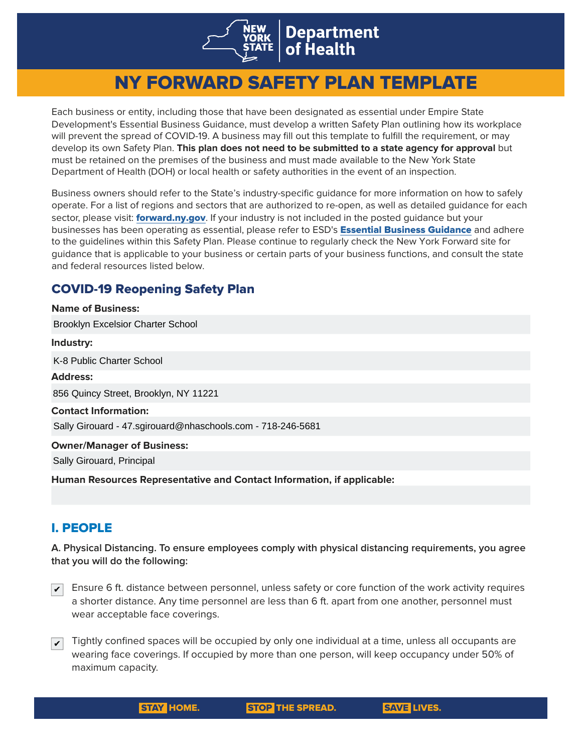# NY FORWARD SAFETY PLAN TEMPLATE

Each business or entity, including those that have been designated as essential under Empire State Development's Essential Business Guidance, must develop a written Safety Plan outlining how its workplace will prevent the spread of COVID-19. A business may fill out this template to fulfill the requirement, or may develop its own Safety Plan. **This plan does not need to be submitted to a state agency for approval** but must be retained on the premises of the business and must made available to the New York State Department of Health (DOH) or local health or safety authorities in the event of an inspection.

Business owners should refer to the State's industry-specific guidance for more information on how to safely operate. For a list of regions and sectors that are authorized to re-open, as well as detailed guidance for each sector, please visit: **forward.ny.gov**. If your industry is not included in the posted guidance but your businesses has been operating as essential, please refer to ESD's **Essential Business Guidance** and adhere to the guidelines within this Safety Plan. Please continue to regularly check the New York Forward site for guidance that is applicable to your business or certain parts of your business functions, and consult the state and federal resources listed below.

## COVID-19 Reopening Safety Plan

**Name of Business:**

Brooklyn Excelsior Charter School

**Industry:**

K-8 Public Charter School

**Address:**

856 Quincy Street, Brooklyn, NY 11221

**Contact Information:**

Sally Girouard - 47.sgirouard@nhaschools.com - 718-246-5681

**Owner/Manager of Business:**

Sally Girouard, Principal

**Human Resources Representative and Contact Information, if applicable:**

## I. PEOPLE

**A. Physical Distancing. To ensure employees comply with physical distancing requirements, you agree that you will do the following:**

- [x] Ensure 6 ft. distance between personnel, unless safety or core function of the work activity requires a shorter distance. Any time personnel are less than 6 ft. apart from one another, personnel must wear acceptable face coverings.

- [x] Tightly confined spaces will be occupied by only one individual at a time, unless all occupants are wearing face coverings. If occupied by more than one person, will keep occupancy under 50% of maximum capacity.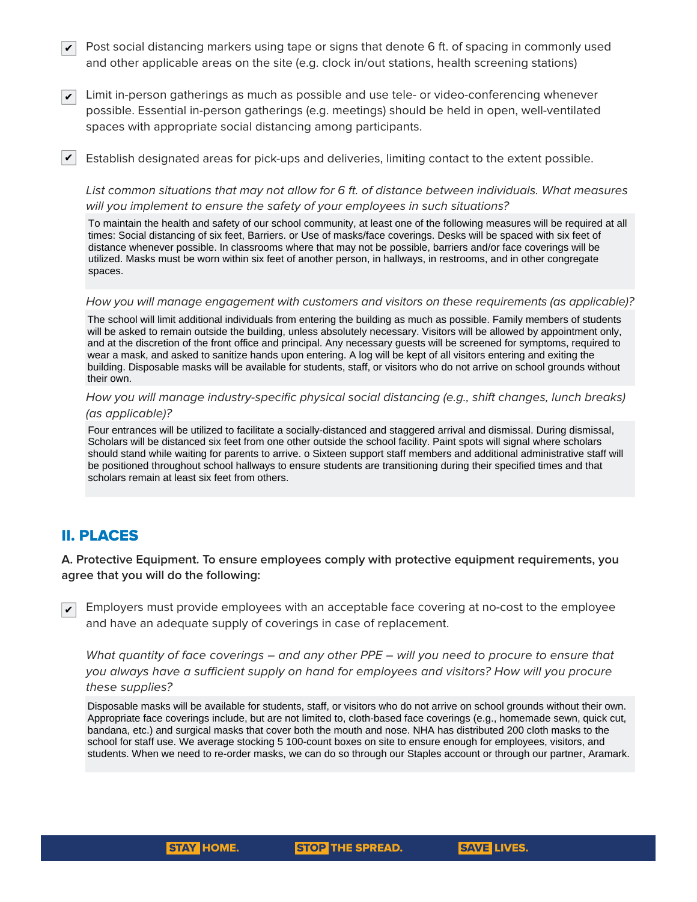- [x] Post social distancing markers using tape or signs that denote 6 ft. of spacing in commonly used and other applicable areas on the site (e.g. clock in/out stations, health screening stations)

- [x] Limit in-person gatherings as much as possible and use tele- or video-conferencing whenever possible. Essential in-person gatherings (e.g. meetings) should be held in open, well-ventilated spaces with appropriate social distancing among participants.

- [x] Establish designated areas for pick-ups and deliveries, limiting contact to the extent possible.

*List common situations that may not allow for 6 ft. of distance between individuals. What measures will you implement to ensure the safety of your employees in such situations?*

To maintain the health and safety of our school community, at least one of the following measures will be required at all times: Social distancing of six feet, Barriers. or Use of masks/face coverings. Desks will be spaced with six feet of distance whenever possible. In classrooms where that may not be possible, barriers and/or face coverings will be utilized. Masks must be worn within six feet of another person, in hallways, in restrooms, and in other congregate spaces.

*How you will manage engagement with customers and visitors on these requirements (as applicable)?*

The school will limit additional individuals from entering the building as much as possible. Family members of students will be asked to remain outside the building, unless absolutely necessary. Visitors will be allowed by appointment only, and at the discretion of the front office and principal. Any necessary guests will be screened for symptoms, required to wear a mask, and asked to sanitize hands upon entering. A log will be kept of all visitors entering and exiting the building. Disposable masks will be available for students, staff, or visitors who do not arrive on school grounds without their own.

*How you will manage industry-specific physical social distancing (e.g., shift changes, lunch breaks) (as applicable)?*

Four entrances will be utilized to facilitate a socially-distanced and staggered arrival and dismissal. During dismissal, Scholars will be distanced six feet from one other outside the school facility. Paint spots will signal where scholars should stand while waiting for parents to arrive. o Sixteen support staff members and additional administrative staff will be positioned throughout school hallways to ensure students are transitioning during their specified times and that scholars remain at least six feet from others.

## II. PLACES

**A. Protective Equipment. To ensure employees comply with protective equipment requirements, you agree that you will do the following:**

- [x] Employers must provide employees with an acceptable face covering at no-cost to the employee and have an adequate supply of coverings in case of replacement.

*What quantity of face coverings – and any other PPE – will you need to procure to ensure that you always have a sufficient supply on hand for employees and visitors? How will you procure these supplies?*

Disposable masks will be available for students, staff, or visitors who do not arrive on school grounds without their own. Appropriate face coverings include, but are not limited to, cloth-based face coverings (e.g., homemade sewn, quick cut, bandana, etc.) and surgical masks that cover both the mouth and nose. NHA has distributed 200 cloth masks to the school for staff use. We average stocking 5 100-count boxes on site to ensure enough for employees, visitors, and students. When we need to re-order masks, we can do so through our Staples account or through our partner, Aramark.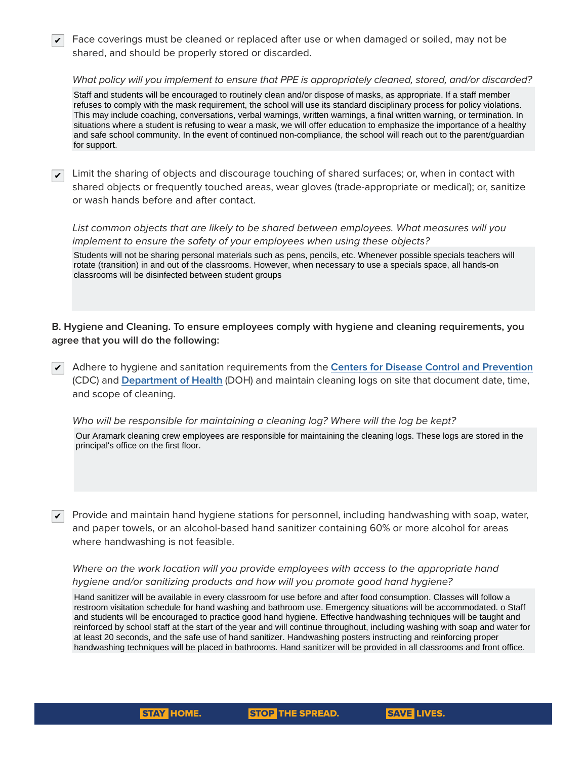- [x] Face coverings must be cleaned or replaced after use or when damaged or soiled, may not be shared, and should be properly stored or discarded.

*What policy will you implement to ensure that PPE is appropriately cleaned, stored, and/or discarded?*

Staff and students will be encouraged to routinely clean and/or dispose of masks, as appropriate. If a staff member refuses to comply with the mask requirement, the school will use its standard disciplinary process for policy violations. This may include coaching, conversations, verbal warnings, written warnings, a final written warning, or termination. In situations where a student is refusing to wear a mask, we will offer education to emphasize the importance of a healthy and safe school community. In the event of continued non-compliance, the school will reach out to the parent/guardian for support.

- [x] Limit the sharing of objects and discourage touching of shared surfaces; or, when in contact with shared objects or frequently touched areas, wear gloves (trade-appropriate or medical); or, sanitize or wash hands before and after contact.

*List common objects that are likely to be shared between employees. What measures will you implement to ensure the safety of your employees when using these objects?*

Students will not be sharing personal materials such as pens, pencils, etc. Whenever possible specials teachers will rotate (transition) in and out of the classrooms. However, when necessary to use a specials space, all hands-on classrooms will be disinfected between student groups

**B. Hygiene and Cleaning. To ensure employees comply with hygiene and cleaning requirements, you agree that you will do the following:**

- [x] Adhere to hygiene and sanitation requirements from the [Centers for Disease Control and Prevention]() (CDC) and [Department of Health]() (DOH) and maintain cleaning logs on site that document date, time, and scope of cleaning.

*Who will be responsible for maintaining a cleaning log? Where will the log be kept?*

Our Aramark cleaning crew employees are responsible for maintaining the cleaning logs. These logs are stored in the principal's office on the first floor.

- [x] Provide and maintain hand hygiene stations for personnel, including handwashing with soap, water, and paper towels, or an alcohol-based hand sanitizer containing 60% or more alcohol for areas where handwashing is not feasible.

*Where on the work location will you provide employees with access to the appropriate hand hygiene and/or sanitizing products and how will you promote good hand hygiene?*

Hand sanitizer will be available in every classroom for use before and after food consumption. Classes will follow a restroom visitation schedule for hand washing and bathroom use. Emergency situations will be accommodated. o Staff and students will be encouraged to practice good hand hygiene. Effective handwashing techniques will be taught and reinforced by school staff at the start of the year and will continue throughout, including washing with soap and water for at least 20 seconds, and the safe use of hand sanitizer. Handwashing posters instructing and reinforcing proper handwashing techniques will be placed in bathrooms. Hand sanitizer will be provided in all classrooms and front office.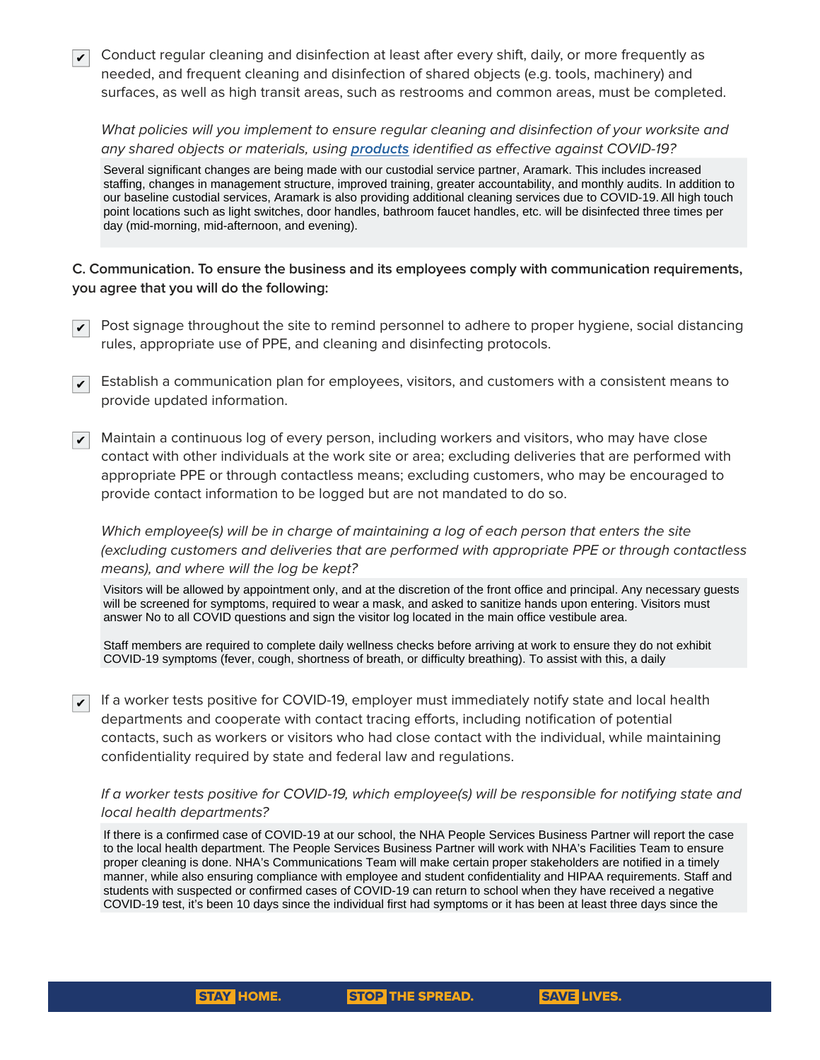- [x] Conduct regular cleaning and disinfection at least after every shift, daily, or more frequently as needed, and frequent cleaning and disinfection of shared objects (e.g. tools, machinery) and surfaces, as well as high transit areas, such as restrooms and common areas, must be completed.

*What policies will you implement to ensure regular cleaning and disinfection of your worksite and any shared objects or materials, using* ***products*** *identified as effective against COVID-19?*

> Several significant changes are being made with our custodial service partner, Aramark. This includes increased staffing, changes in management structure, improved training, greater accountability, and monthly audits. In addition to our baseline custodial services, Aramark is also providing additional cleaning services due to COVID-19. All high touch point locations such as light switches, door handles, bathroom faucet handles, etc. will be disinfected three times per day (mid-morning, mid-afternoon, and evening).

**C. Communication. To ensure the business and its employees comply with communication requirements, you agree that you will do the following:**

- [x] Post signage throughout the site to remind personnel to adhere to proper hygiene, social distancing rules, appropriate use of PPE, and cleaning and disinfecting protocols.

- [x] Establish a communication plan for employees, visitors, and customers with a consistent means to provide updated information.

- [x] Maintain a continuous log of every person, including workers and visitors, who may have close contact with other individuals at the work site or area; excluding deliveries that are performed with appropriate PPE or through contactless means; excluding customers, who may be encouraged to provide contact information to be logged but are not mandated to do so.

*Which employee(s) will be in charge of maintaining a log of each person that enters the site (excluding customers and deliveries that are performed with appropriate PPE or through contactless means), and where will the log be kept?*

> Visitors will be allowed by appointment only, and at the discretion of the front office and principal. Any necessary guests will be screened for symptoms, required to wear a mask, and asked to sanitize hands upon entering. Visitors must answer No to all COVID questions and sign the visitor log located in the main office vestibule area.
>
> Staff members are required to complete daily wellness checks before arriving at work to ensure they do not exhibit COVID-19 symptoms (fever, cough, shortness of breath, or difficulty breathing). To assist with this, a daily

- [x] If a worker tests positive for COVID-19, employer must immediately notify state and local health departments and cooperate with contact tracing efforts, including notification of potential contacts, such as workers or visitors who had close contact with the individual, while maintaining confidentiality required by state and federal law and regulations.

*If a worker tests positive for COVID-19, which employee(s) will be responsible for notifying state and local health departments?*

> If there is a confirmed case of COVID-19 at our school, the NHA People Services Business Partner will report the case to the local health department. The People Services Business Partner will work with NHA's Facilities Team to ensure proper cleaning is done. NHA's Communications Team will make certain proper stakeholders are notified in a timely manner, while also ensuring compliance with employee and student confidentiality and HIPAA requirements. Staff and students with suspected or confirmed cases of COVID-19 can return to school when they have received a negative COVID-19 test, it's been 10 days since the individual first had symptoms or it has been at least three days since the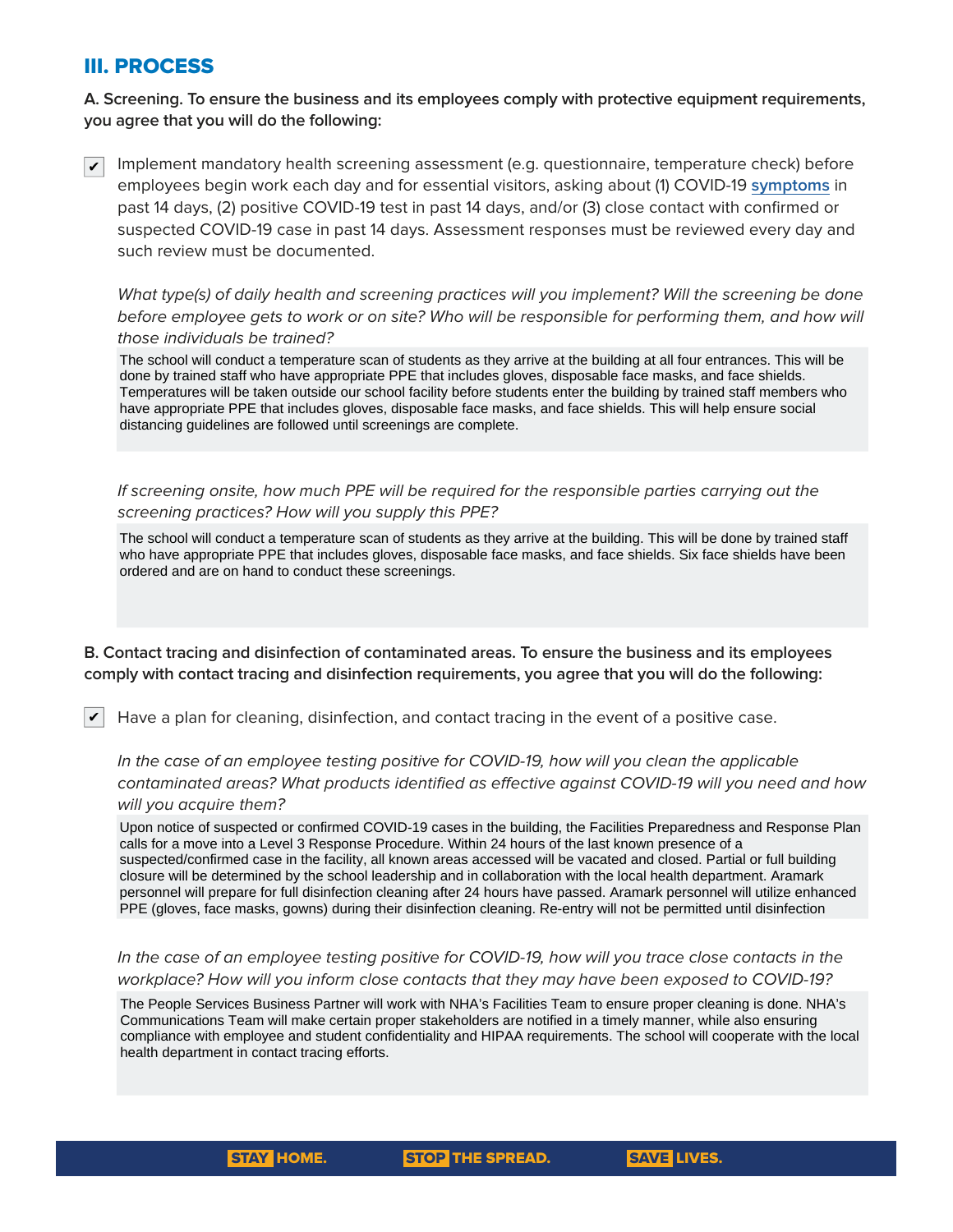## III. PROCESS

**A. Screening. To ensure the business and its employees comply with protective equipment requirements, you agree that you will do the following:**

- [x] Implement mandatory health screening assessment (e.g. questionnaire, temperature check) before employees begin work each day and for essential visitors, asking about (1) COVID-19 symptoms in past 14 days, (2) positive COVID-19 test in past 14 days, and/or (3) close contact with confirmed or suspected COVID-19 case in past 14 days. Assessment responses must be reviewed every day and such review must be documented.

*What type(s) of daily health and screening practices will you implement? Will the screening be done before employee gets to work or on site? Who will be responsible for performing them, and how will those individuals be trained?*

The school will conduct a temperature scan of students as they arrive at the building at all four entrances. This will be done by trained staff who have appropriate PPE that includes gloves, disposable face masks, and face shields. Temperatures will be taken outside our school facility before students enter the building by trained staff members who have appropriate PPE that includes gloves, disposable face masks, and face shields. This will help ensure social distancing guidelines are followed until screenings are complete.

*If screening onsite, how much PPE will be required for the responsible parties carrying out the screening practices? How will you supply this PPE?*

The school will conduct a temperature scan of students as they arrive at the building. This will be done by trained staff who have appropriate PPE that includes gloves, disposable face masks, and face shields. Six face shields have been ordered and are on hand to conduct these screenings.

**B. Contact tracing and disinfection of contaminated areas. To ensure the business and its employees comply with contact tracing and disinfection requirements, you agree that you will do the following:**

- [x] Have a plan for cleaning, disinfection, and contact tracing in the event of a positive case.

*In the case of an employee testing positive for COVID-19, how will you clean the applicable contaminated areas? What products identified as effective against COVID-19 will you need and how will you acquire them?*

Upon notice of suspected or confirmed COVID-19 cases in the building, the Facilities Preparedness and Response Plan calls for a move into a Level 3 Response Procedure. Within 24 hours of the last known presence of a suspected/confirmed case in the facility, all known areas accessed will be vacated and closed. Partial or full building closure will be determined by the school leadership and in collaboration with the local health department. Aramark personnel will prepare for full disinfection cleaning after 24 hours have passed. Aramark personnel will utilize enhanced PPE (gloves, face masks, gowns) during their disinfection cleaning. Re-entry will not be permitted until disinfection

*In the case of an employee testing positive for COVID-19, how will you trace close contacts in the workplace? How will you inform close contacts that they may have been exposed to COVID-19?*

The People Services Business Partner will work with NHA's Facilities Team to ensure proper cleaning is done. NHA's Communications Team will make certain proper stakeholders are notified in a timely manner, while also ensuring compliance with employee and student confidentiality and HIPAA requirements. The school will cooperate with the local health department in contact tracing efforts.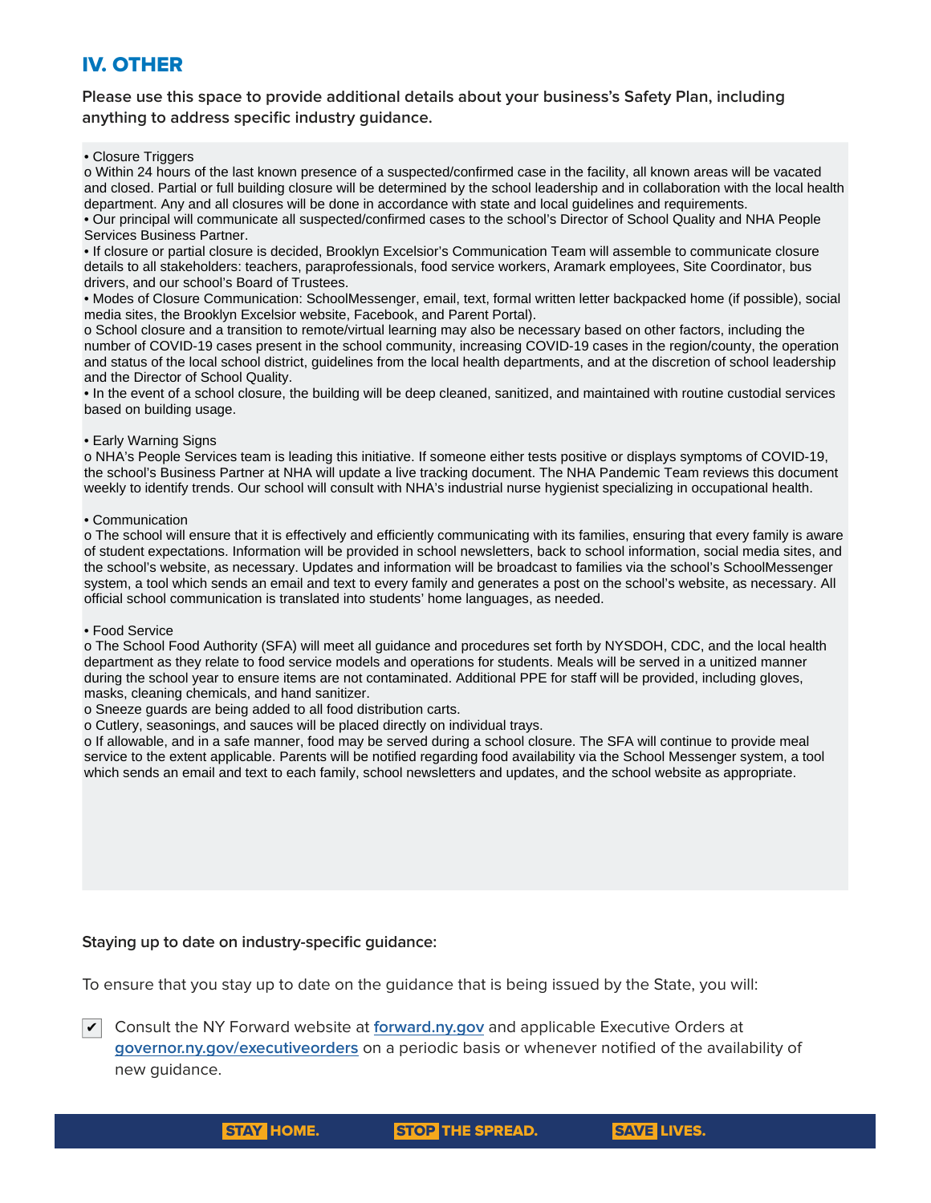## IV. OTHER

**Please use this space to provide additional details about your business's Safety Plan, including anything to address specific industry guidance.**

• Closure Triggers

o Within 24 hours of the last known presence of a suspected/confirmed case in the facility, all known areas will be vacated and closed. Partial or full building closure will be determined by the school leadership and in collaboration with the local health department. Any and all closures will be done in accordance with state and local guidelines and requirements.

• Our principal will communicate all suspected/confirmed cases to the school's Director of School Quality and NHA People Services Business Partner.

• If closure or partial closure is decided, Brooklyn Excelsior's Communication Team will assemble to communicate closure details to all stakeholders: teachers, paraprofessionals, food service workers, Aramark employees, Site Coordinator, bus drivers, and our school's Board of Trustees.

• Modes of Closure Communication: SchoolMessenger, email, text, formal written letter backpacked home (if possible), social media sites, the Brooklyn Excelsior website, Facebook, and Parent Portal).

o School closure and a transition to remote/virtual learning may also be necessary based on other factors, including the number of COVID-19 cases present in the school community, increasing COVID-19 cases in the region/county, the operation and status of the local school district, guidelines from the local health departments, and at the discretion of school leadership and the Director of School Quality.

• In the event of a school closure, the building will be deep cleaned, sanitized, and maintained with routine custodial services based on building usage.

• Early Warning Signs

o NHA's People Services team is leading this initiative. If someone either tests positive or displays symptoms of COVID-19, the school's Business Partner at NHA will update a live tracking document. The NHA Pandemic Team reviews this document weekly to identify trends. Our school will consult with NHA's industrial nurse hygienist specializing in occupational health.

• Communication

o The school will ensure that it is effectively and efficiently communicating with its families, ensuring that every family is aware of student expectations. Information will be provided in school newsletters, back to school information, social media sites, and the school's website, as necessary. Updates and information will be broadcast to families via the school's SchoolMessenger system, a tool which sends an email and text to every family and generates a post on the school's website, as necessary. All official school communication is translated into students' home languages, as needed.

• Food Service

o The School Food Authority (SFA) will meet all guidance and procedures set forth by NYSDOH, CDC, and the local health department as they relate to food service models and operations for students. Meals will be served in a unitized manner during the school year to ensure items are not contaminated. Additional PPE for staff will be provided, including gloves, masks, cleaning chemicals, and hand sanitizer.

o Sneeze guards are being added to all food distribution carts.

o Cutlery, seasonings, and sauces will be placed directly on individual trays.

o If allowable, and in a safe manner, food may be served during a school closure. The SFA will continue to provide meal service to the extent applicable. Parents will be notified regarding food availability via the School Messenger system, a tool which sends an email and text to each family, school newsletters and updates, and the school website as appropriate.

**Staying up to date on industry-specific guidance:**

To ensure that you stay up to date on the guidance that is being issued by the State, you will:

☑ Consult the NY Forward website at forward.ny.gov and applicable Executive Orders at governor.ny.gov/executiveorders on a periodic basis or whenever notified of the availability of new guidance.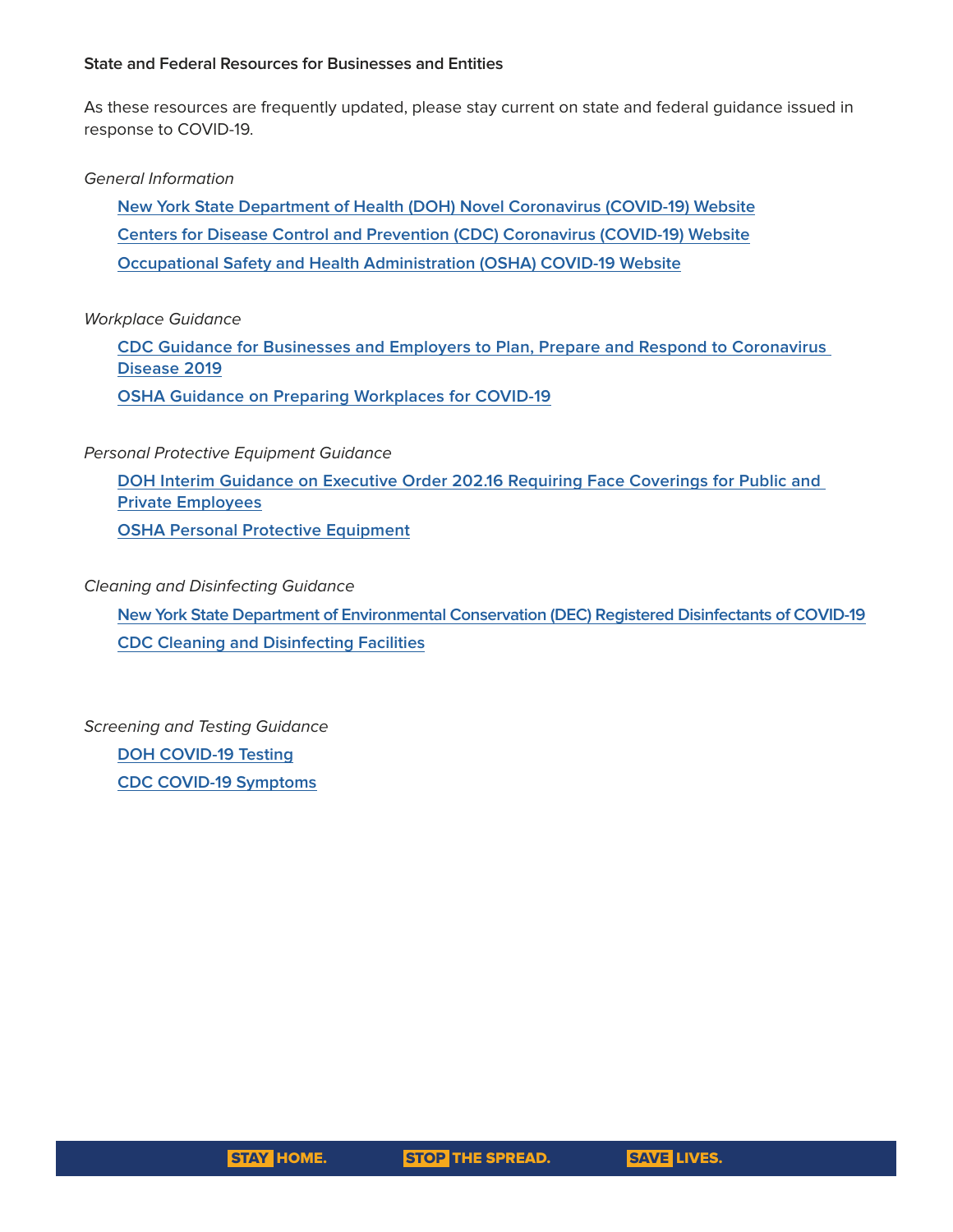**State and Federal Resources for Businesses and Entities**

As these resources are frequently updated, please stay current on state and federal guidance issued in response to COVID-19.

*General Information*

- New York State Department of Health (DOH) Novel Coronavirus (COVID-19) Website
- Centers for Disease Control and Prevention (CDC) Coronavirus (COVID-19) Website
- Occupational Safety and Health Administration (OSHA) COVID-19 Website

*Workplace Guidance*

- CDC Guidance for Businesses and Employers to Plan, Prepare and Respond to Coronavirus Disease 2019
- OSHA Guidance on Preparing Workplaces for COVID-19

*Personal Protective Equipment Guidance*

- DOH Interim Guidance on Executive Order 202.16 Requiring Face Coverings for Public and Private Employees
- OSHA Personal Protective Equipment

*Cleaning and Disinfecting Guidance*

- New York State Department of Environmental Conservation (DEC) Registered Disinfectants of COVID-19
- CDC Cleaning and Disinfecting Facilities

*Screening and Testing Guidance*

- DOH COVID-19 Testing
- CDC COVID-19 Symptoms

STAY HOME. STOP THE SPREAD. SAVE LIVES.